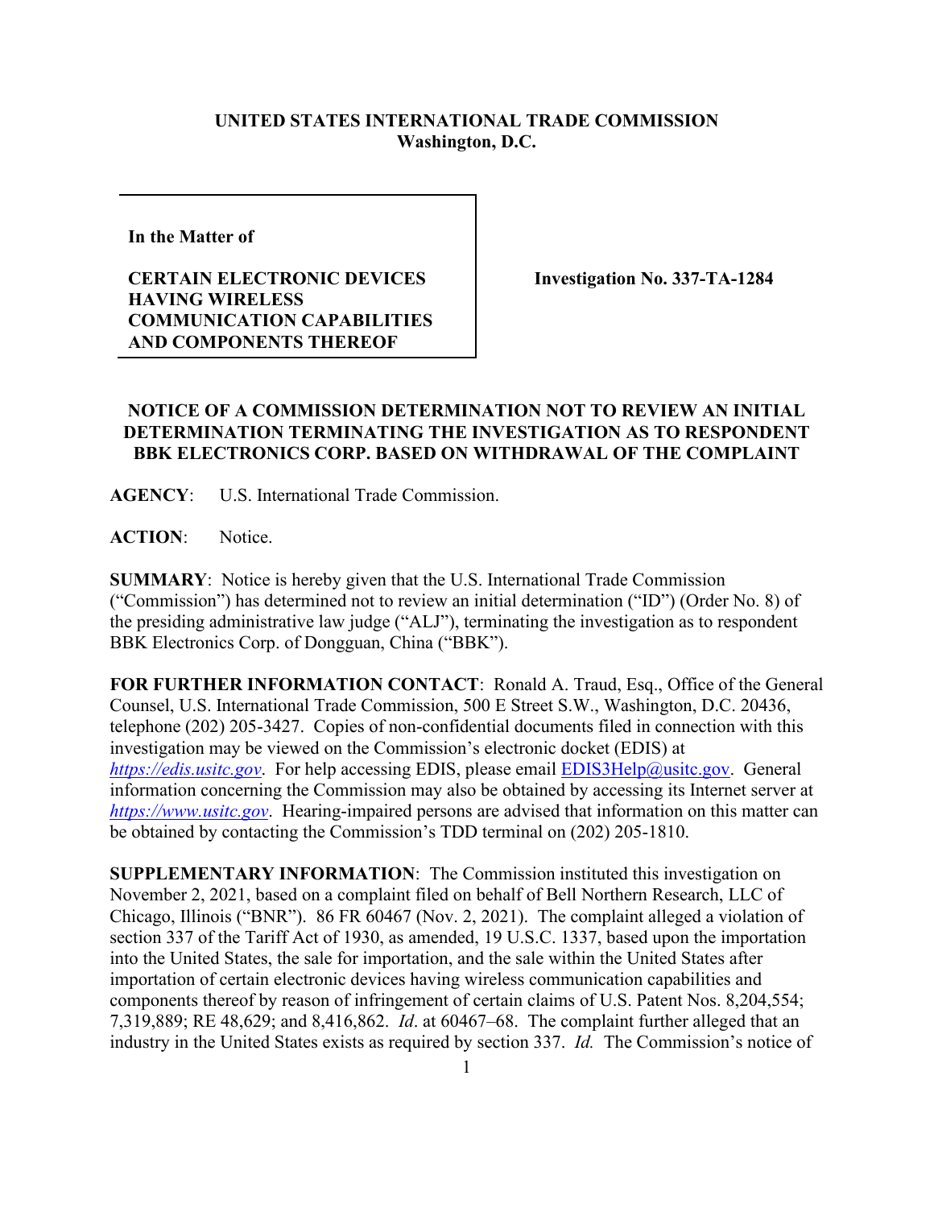**UNITED STATES INTERNATIONAL TRADE COMMISSION**
**Washington, D.C.**

| | |
|---|---|
| **In the Matter of**<br><br>**CERTAIN ELECTRONIC DEVICES HAVING WIRELESS COMMUNICATION CAPABILITIES AND COMPONENTS THEREOF** | **Investigation No. 337-TA-1284** |

**NOTICE OF A COMMISSION DETERMINATION NOT TO REVIEW AN INITIAL DETERMINATION TERMINATING THE INVESTIGATION AS TO RESPONDENT BBK ELECTRONICS CORP. BASED ON WITHDRAWAL OF THE COMPLAINT**

**AGENCY**: U.S. International Trade Commission.

**ACTION**: Notice.

**SUMMARY**: Notice is hereby given that the U.S. International Trade Commission ("Commission") has determined not to review an initial determination ("ID") (Order No. 8) of the presiding administrative law judge ("ALJ"), terminating the investigation as to respondent BBK Electronics Corp. of Dongguan, China ("BBK").

**FOR FURTHER INFORMATION CONTACT**: Ronald A. Traud, Esq., Office of the General Counsel, U.S. International Trade Commission, 500 E Street S.W., Washington, D.C. 20436, telephone (202) 205-3427. Copies of non-confidential documents filed in connection with this investigation may be viewed on the Commission's electronic docket (EDIS) at *https://edis.usitc.gov*. For help accessing EDIS, please email EDIS3Help@usitc.gov. General information concerning the Commission may also be obtained by accessing its Internet server at *https://www.usitc.gov*. Hearing-impaired persons are advised that information on this matter can be obtained by contacting the Commission's TDD terminal on (202) 205-1810.

**SUPPLEMENTARY INFORMATION**: The Commission instituted this investigation on November 2, 2021, based on a complaint filed on behalf of Bell Northern Research, LLC of Chicago, Illinois ("BNR"). 86 FR 60467 (Nov. 2, 2021). The complaint alleged a violation of section 337 of the Tariff Act of 1930, as amended, 19 U.S.C. 1337, based upon the importation into the United States, the sale for importation, and the sale within the United States after importation of certain electronic devices having wireless communication capabilities and components thereof by reason of infringement of certain claims of U.S. Patent Nos. 8,204,554; 7,319,889; RE 48,629; and 8,416,862. *Id*. at 60467–68. The complaint further alleged that an industry in the United States exists as required by section 337. *Id.* The Commission's notice of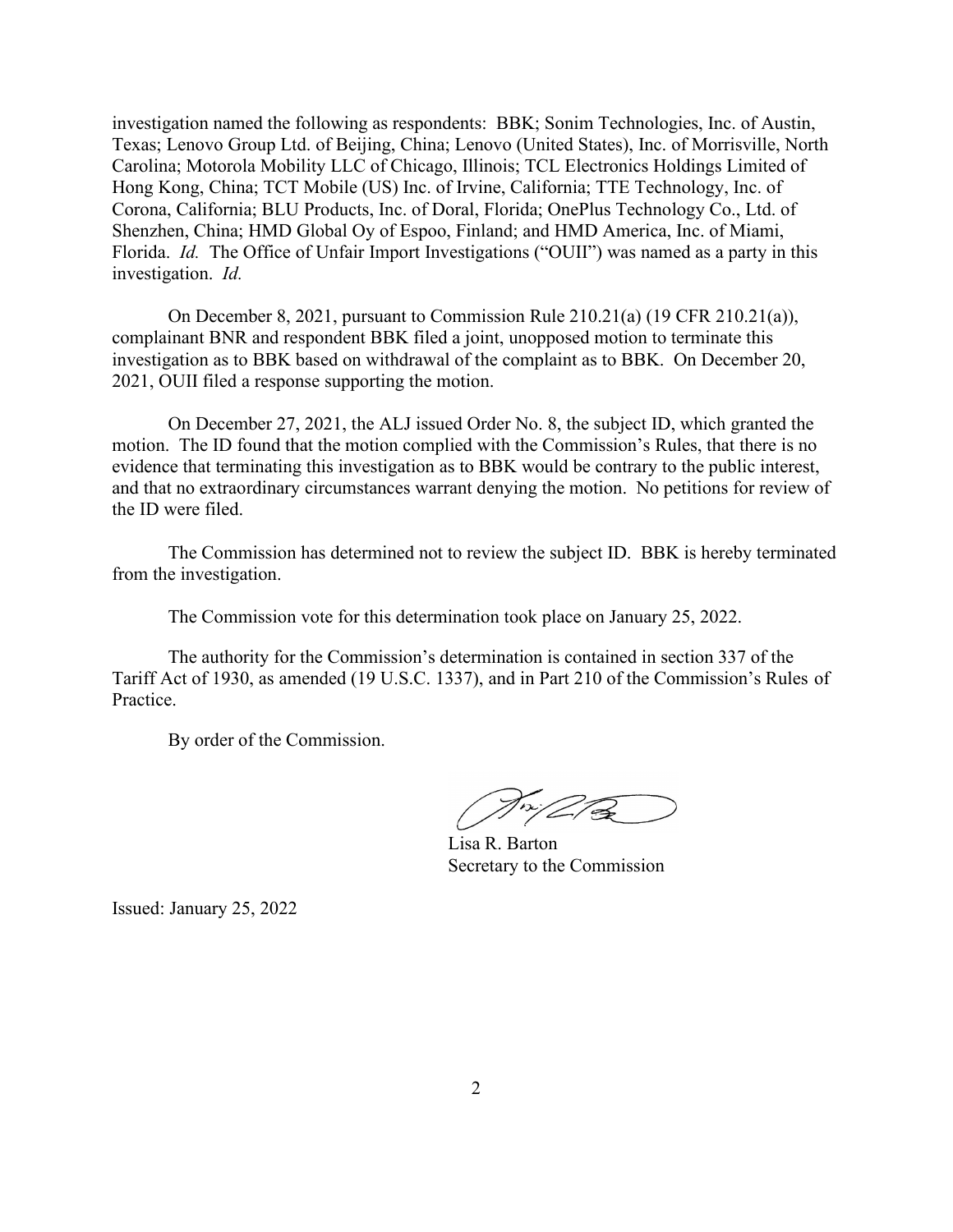investigation named the following as respondents: BBK; Sonim Technologies, Inc. of Austin, Texas; Lenovo Group Ltd. of Beijing, China; Lenovo (United States), Inc. of Morrisville, North Carolina; Motorola Mobility LLC of Chicago, Illinois; TCL Electronics Holdings Limited of Hong Kong, China; TCT Mobile (US) Inc. of Irvine, California; TTE Technology, Inc. of Corona, California; BLU Products, Inc. of Doral, Florida; OnePlus Technology Co., Ltd. of Shenzhen, China; HMD Global Oy of Espoo, Finland; and HMD America, Inc. of Miami, Florida. *Id.* The Office of Unfair Import Investigations ("OUII") was named as a party in this investigation. *Id.*

On December 8, 2021, pursuant to Commission Rule 210.21(a) (19 CFR 210.21(a)), complainant BNR and respondent BBK filed a joint, unopposed motion to terminate this investigation as to BBK based on withdrawal of the complaint as to BBK. On December 20, 2021, OUII filed a response supporting the motion.

On December 27, 2021, the ALJ issued Order No. 8, the subject ID, which granted the motion. The ID found that the motion complied with the Commission's Rules, that there is no evidence that terminating this investigation as to BBK would be contrary to the public interest, and that no extraordinary circumstances warrant denying the motion. No petitions for review of the ID were filed.

The Commission has determined not to review the subject ID. BBK is hereby terminated from the investigation.

The Commission vote for this determination took place on January 25, 2022.

The authority for the Commission's determination is contained in section 337 of the Tariff Act of 1930, as amended (19 U.S.C. 1337), and in Part 210 of the Commission's Rules of Practice.

By order of the Commission.

Lisa R. Barton
Secretary to the Commission

Issued: January 25, 2022